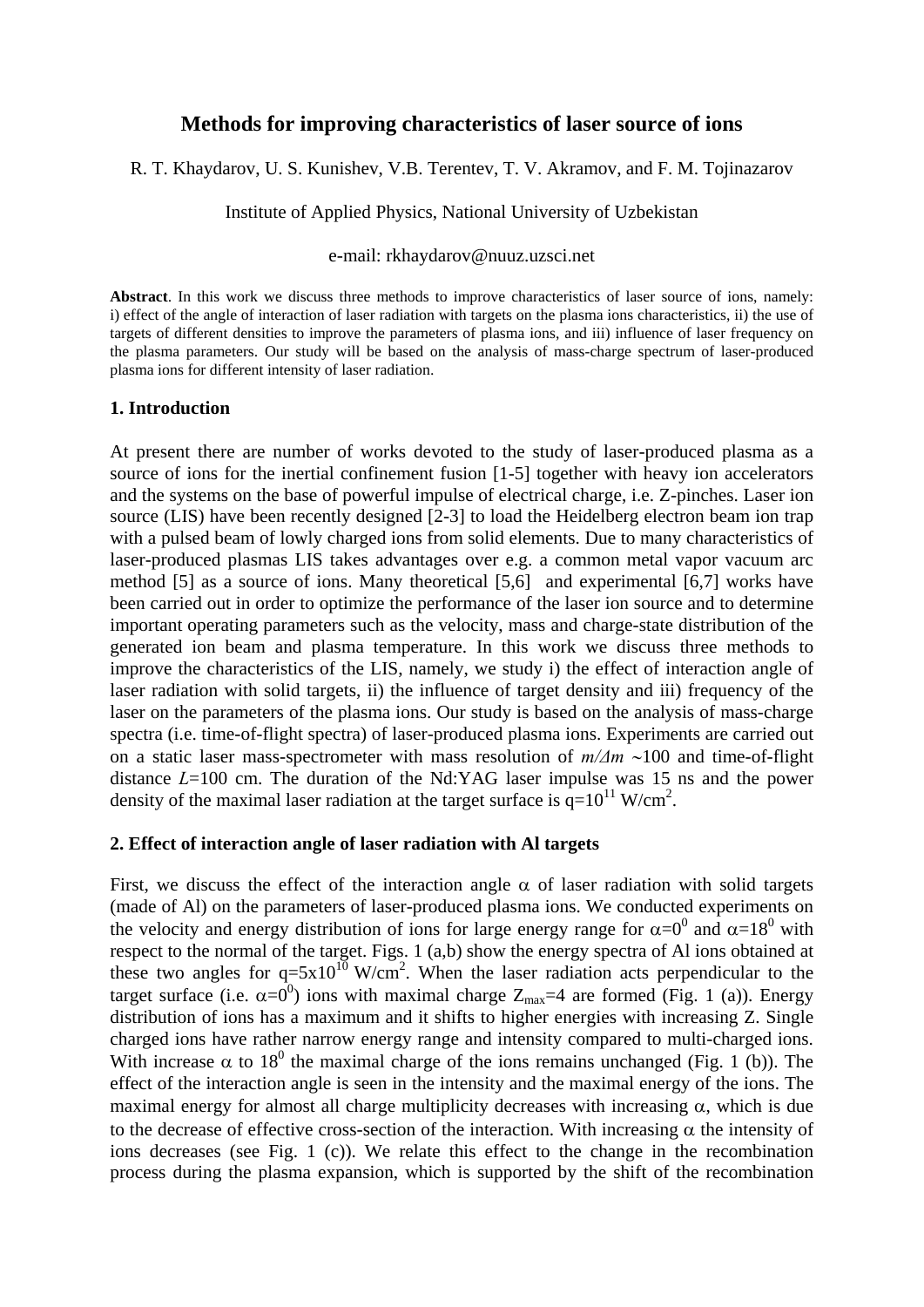# Methods for improving characteristics of laser source of ions

R. T. Khaydarov, U. S. Kunishev, V.B. Terentev, T. V. Akramov, and F. M. Tojinazarov

Institute of Applied Physics, National University of Uzbekistan

e-mail: rkhaydarov@nuuz.uzsci.net

**Abstract**. In this work we discuss three methods to improve characteristics of laser source of ions, namely: i) effect of the angle of interaction of laser radiation with targets on the plasma ions characteristics, ii) the use of targets of different densities to improve the parameters of plasma ions, and iii) influence of laser frequency on the plasma parameters. Our study will be based on the analysis of mass-charge spectrum of laser-produced plasma ions for different intensity of laser radiation.

## 1. Introduction

At present there are number of works devoted to the study of laser-produced plasma as a source of ions for the inertial confinement fusion [1-5] together with heavy ion accelerators and the systems on the base of powerful impulse of electrical charge, i.e. Z-pinches. Laser ion source (LIS) have been recently designed [2-3] to load the Heidelberg electron beam ion trap with a pulsed beam of lowly charged ions from solid elements. Due to many characteristics of laser-produced plasmas LIS takes advantages over e.g. a common metal vapor vacuum arc method [5] as a source of ions. Many theoretical [5,6] and experimental [6,7] works have been carried out in order to optimize the performance of the laser ion source and to determine important operating parameters such as the velocity, mass and charge-state distribution of the generated ion beam and plasma temperature. In this work we discuss three methods to improve the characteristics of the LIS, namely, we study i) the effect of interaction angle of laser radiation with solid targets, ii) the influence of target density and iii) frequency of the laser on the parameters of the plasma ions. Our study is based on the analysis of mass-charge spectra (i.e. time-of-flight spectra) of laser-produced plasma ions. Experiments are carried out on a static laser mass-spectrometer with mass resolution of $m/\Delta m \sim 100$ and time-of-flight distance $L$=100 cm. The duration of the Nd:YAG laser impulse was 15 ns and the power density of the maximal laser radiation at the target surface is $q=10^{11}$ W/cm$^2$.

## 2. Effect of interaction angle of laser radiation with Al targets

First, we discuss the effect of the interaction angle $\alpha$ of laser radiation with solid targets (made of Al) on the parameters of laser-produced plasma ions. We conducted experiments on the velocity and energy distribution of ions for large energy range for $\alpha=0^0$ and $\alpha=18^0$ with respect to the normal of the target. Figs. 1 (a,b) show the energy spectra of Al ions obtained at these two angles for $q=5\text{x}10^{10}$ W/cm$^2$. When the laser radiation acts perpendicular to the target surface (i.e. $\alpha=0^0$) ions with maximal charge $Z_{max}=4$ are formed (Fig. 1 (a)). Energy distribution of ions has a maximum and it shifts to higher energies with increasing Z. Single charged ions have rather narrow energy range and intensity compared to multi-charged ions. With increase $\alpha$ to $18^0$ the maximal charge of the ions remains unchanged (Fig. 1 (b)). The effect of the interaction angle is seen in the intensity and the maximal energy of the ions. The maximal energy for almost all charge multiplicity decreases with increasing $\alpha$, which is due to the decrease of effective cross-section of the interaction. With increasing $\alpha$ the intensity of ions decreases (see Fig. 1 (c)). We relate this effect to the change in the recombination process during the plasma expansion, which is supported by the shift of the recombination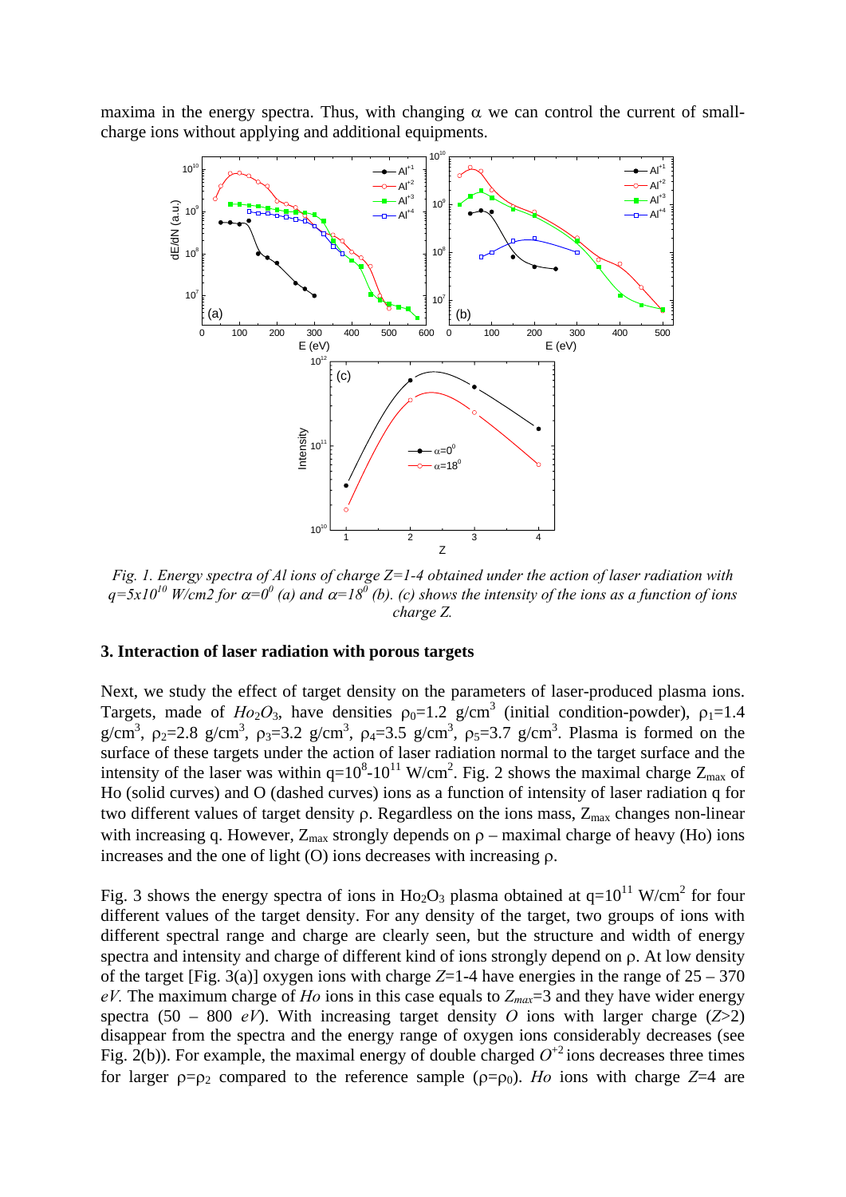maxima in the energy spectra. Thus, with changing $\alpha$ we can control the current of small-charge ions without applying and additional equipments.

*Fig. 1. Energy spectra of Al ions of charge Z=1-4 obtained under the action of laser radiation with $q=5x10^{10}$ W/cm2 for $\alpha=0^0$ (a) and $\alpha=18^0$ (b). (c) shows the intensity of the ions as a function of ions charge Z.*

### 3. Interaction of laser radiation with porous targets

Next, we study the effect of target density on the parameters of laser-produced plasma ions. Targets, made of $Ho_2O_3$, have densities $\rho_0$=1.2 g/cm$^3$ (initial condition-powder), $\rho_1$=1.4 g/cm$^3$, $\rho_2$=2.8 g/cm$^3$, $\rho_3$=3.2 g/cm$^3$, $\rho_4$=3.5 g/cm$^3$, $\rho_5$=3.7 g/cm$^3$. Plasma is formed on the surface of these targets under the action of laser radiation normal to the target surface and the intensity of the laser was within $q=10^8$-$10^{11}$ W/cm$^2$. Fig. 2 shows the maximal charge $Z_{max}$ of Ho (solid curves) and O (dashed curves) ions as a function of intensity of laser radiation q for two different values of target density $\rho$. Regardless on the ions mass, $Z_{max}$ changes non-linear with increasing q. However, $Z_{max}$ strongly depends on $\rho$ – maximal charge of heavy (Ho) ions increases and the one of light (O) ions decreases with increasing $\rho$.

Fig. 3 shows the energy spectra of ions in $Ho_2O_3$ plasma obtained at $q=10^{11}$ W/cm$^2$ for four different values of the target density. For any density of the target, two groups of ions with different spectral range and charge are clearly seen, but the structure and width of energy spectra and intensity and charge of different kind of ions strongly depend on $\rho$. At low density of the target [Fig. 3(a)] oxygen ions with charge $Z$=1-4 have energies in the range of 25 – 370 *eV.* The maximum charge of *Ho* ions in this case equals to $Z_{max}$=3 and they have wider energy spectra (50 – 800 *eV*). With increasing target density *O* ions with larger charge ($Z$>2) disappear from the spectra and the energy range of oxygen ions considerably decreases (see Fig. 2(b)). For example, the maximal energy of double charged $O^{+2}$ ions decreases three times for larger $\rho=\rho_2$ compared to the reference sample ($\rho=\rho_0$). *Ho* ions with charge $Z$=4 are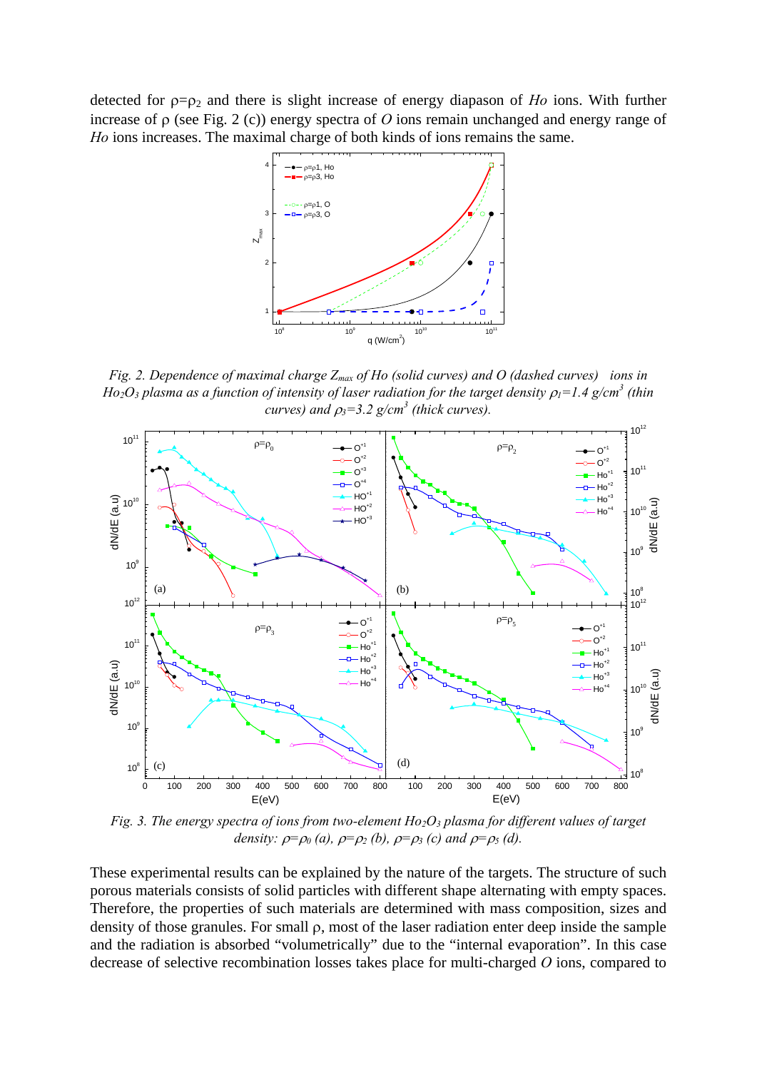detected for $\rho=\rho_2$ and there is slight increase of energy diapason of *Ho* ions. With further increase of $\rho$ (see Fig. 2 (c)) energy spectra of *O* ions remain unchanged and energy range of *Ho* ions increases. The maximal charge of both kinds of ions remains the same.

*Fig. 2. Dependence of maximal charge $Z_{max}$ of Ho (solid curves) and O (dashed curves) ions in $Ho_2O_3$ plasma as a function of intensity of laser radiation for the target density $\rho_1=1.4$ g/cm$^3$ (thin curves) and $\rho_3=3.2$ g/cm$^3$ (thick curves).*

*Fig. 3. The energy spectra of ions from two-element $Ho_2O_3$ plasma for different values of target density: $\rho=\rho_0$ (a), $\rho=\rho_2$ (b), $\rho=\rho_3$ (c) and $\rho=\rho_5$ (d).*

These experimental results can be explained by the nature of the targets. The structure of such porous materials consists of solid particles with different shape alternating with empty spaces. Therefore, the properties of such materials are determined with mass composition, sizes and density of those granules. For small $\rho$, most of the laser radiation enter deep inside the sample and the radiation is absorbed "volumetrically" due to the "internal evaporation". In this case decrease of selective recombination losses takes place for multi-charged *O* ions, compared to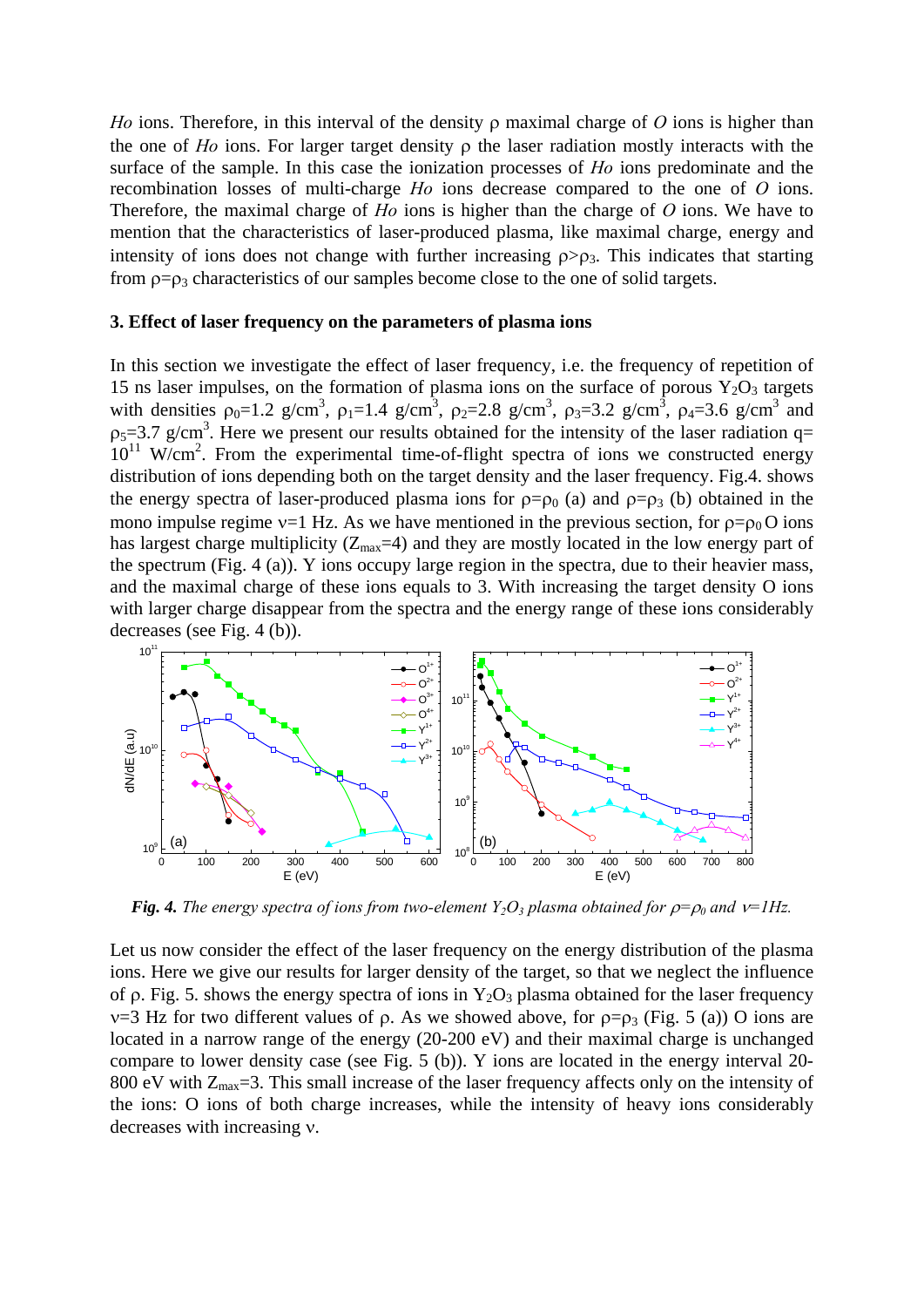*Ho* ions. Therefore, in this interval of the density ρ maximal charge of *O* ions is higher than the one of *Ho* ions. For larger target density ρ the laser radiation mostly interacts with the surface of the sample. In this case the ionization processes of *Ho* ions predominate and the recombination losses of multi-charge *Ho* ions decrease compared to the one of *O* ions. Therefore, the maximal charge of *Ho* ions is higher than the charge of *O* ions. We have to mention that the characteristics of laser-produced plasma, like maximal charge, energy and intensity of ions does not change with further increasing $\rho > \rho_3$. This indicates that starting from $\rho = \rho_3$ characteristics of our samples become close to the one of solid targets.

### 3. Effect of laser frequency on the parameters of plasma ions

In this section we investigate the effect of laser frequency, i.e. the frequency of repetition of 15 ns laser impulses, on the formation of plasma ions on the surface of porous $Y_2O_3$ targets with densities $\rho_0$=1.2 g/cm$^3$, $\rho_1$=1.4 g/cm$^3$, $\rho_2$=2.8 g/cm$^3$, $\rho_3$=3.2 g/cm$^3$, $\rho_4$=3.6 g/cm$^3$ and $\rho_5$=3.7 g/cm$^3$. Here we present our results obtained for the intensity of the laser radiation q= $10^{11}$ W/cm$^2$. From the experimental time-of-flight spectra of ions we constructed energy distribution of ions depending both on the target density and the laser frequency. Fig.4. shows the energy spectra of laser-produced plasma ions for $\rho=\rho_0$ (a) and $\rho=\rho_3$ (b) obtained in the mono impulse regime ν=1 Hz. As we have mentioned in the previous section, for $\rho=\rho_0$ O ions has largest charge multiplicity ($Z_{max}$=4) and they are mostly located in the low energy part of the spectrum (Fig. 4 (a)). Y ions occupy large region in the spectra, due to their heavier mass, and the maximal charge of these ions equals to 3. With increasing the target density O ions with larger charge disappear from the spectra and the energy range of these ions considerably decreases (see Fig. 4 (b)).

***Fig. 4.*** *The energy spectra of ions from two-element $Y_2O_3$ plasma obtained for $\rho=\rho_0$ and ν=1Hz.*

Let us now consider the effect of the laser frequency on the energy distribution of the plasma ions. Here we give our results for larger density of the target, so that we neglect the influence of ρ. Fig. 5. shows the energy spectra of ions in $Y_2O_3$ plasma obtained for the laser frequency ν=3 Hz for two different values of ρ. As we showed above, for $\rho=\rho_3$ (Fig. 5 (a)) O ions are located in a narrow range of the energy (20-200 eV) and their maximal charge is unchanged compare to lower density case (see Fig. 5 (b)). Y ions are located in the energy interval 20-800 eV with $Z_{max}$=3. This small increase of the laser frequency affects only on the intensity of the ions: O ions of both charge increases, while the intensity of heavy ions considerably decreases with increasing ν.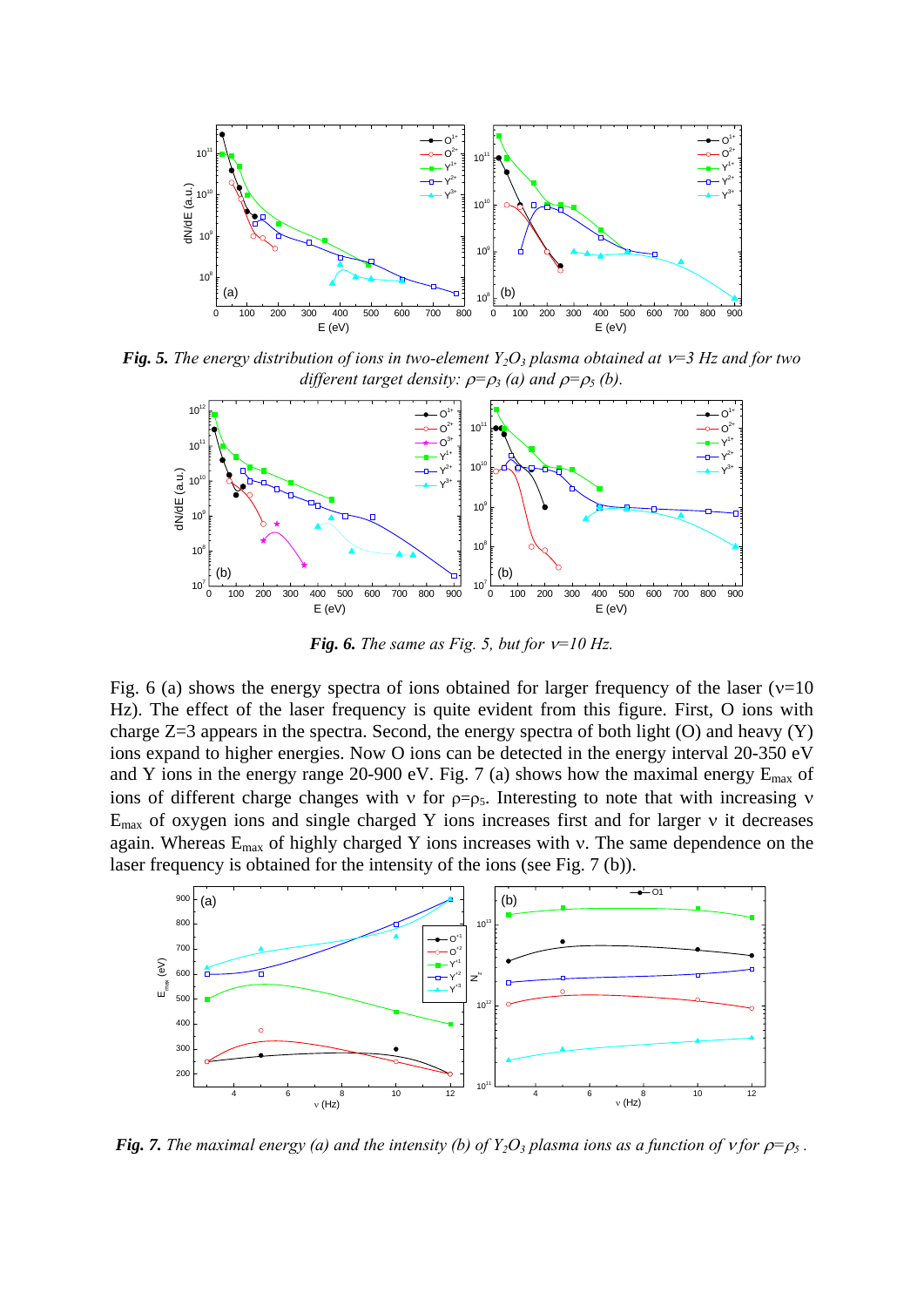**Fig. 5.** *The energy distribution of ions in two-element $Y_2O_3$ plasma obtained at $\nu$=3 Hz and for two different target density: $\rho=\rho_3$ (a) and $\rho=\rho_5$ (b).*

**Fig. 6.** *The same as Fig. 5, but for $\nu$=10 Hz.*

Fig. 6 (a) shows the energy spectra of ions obtained for larger frequency of the laser ($\nu$=10 Hz). The effect of the laser frequency is quite evident from this figure. First, O ions with charge Z=3 appears in the spectra. Second, the energy spectra of both light (O) and heavy (Y) ions expand to higher energies. Now O ions can be detected in the energy interval 20-350 eV and Y ions in the energy range 20-900 eV. Fig. 7 (a) shows how the maximal energy $E_{max}$ of ions of different charge changes with $\nu$ for $\rho=\rho_5$. Interesting to note that with increasing $\nu$ $E_{max}$ of oxygen ions and single charged Y ions increases first and for larger $\nu$ it decreases again. Whereas $E_{max}$ of highly charged Y ions increases with $\nu$. The same dependence on the laser frequency is obtained for the intensity of the ions (see Fig. 7 (b)).

**Fig. 7.** *The maximal energy (a) and the intensity (b) of $Y_2O_3$ plasma ions as a function of $\nu$ for $\rho=\rho_5$ .*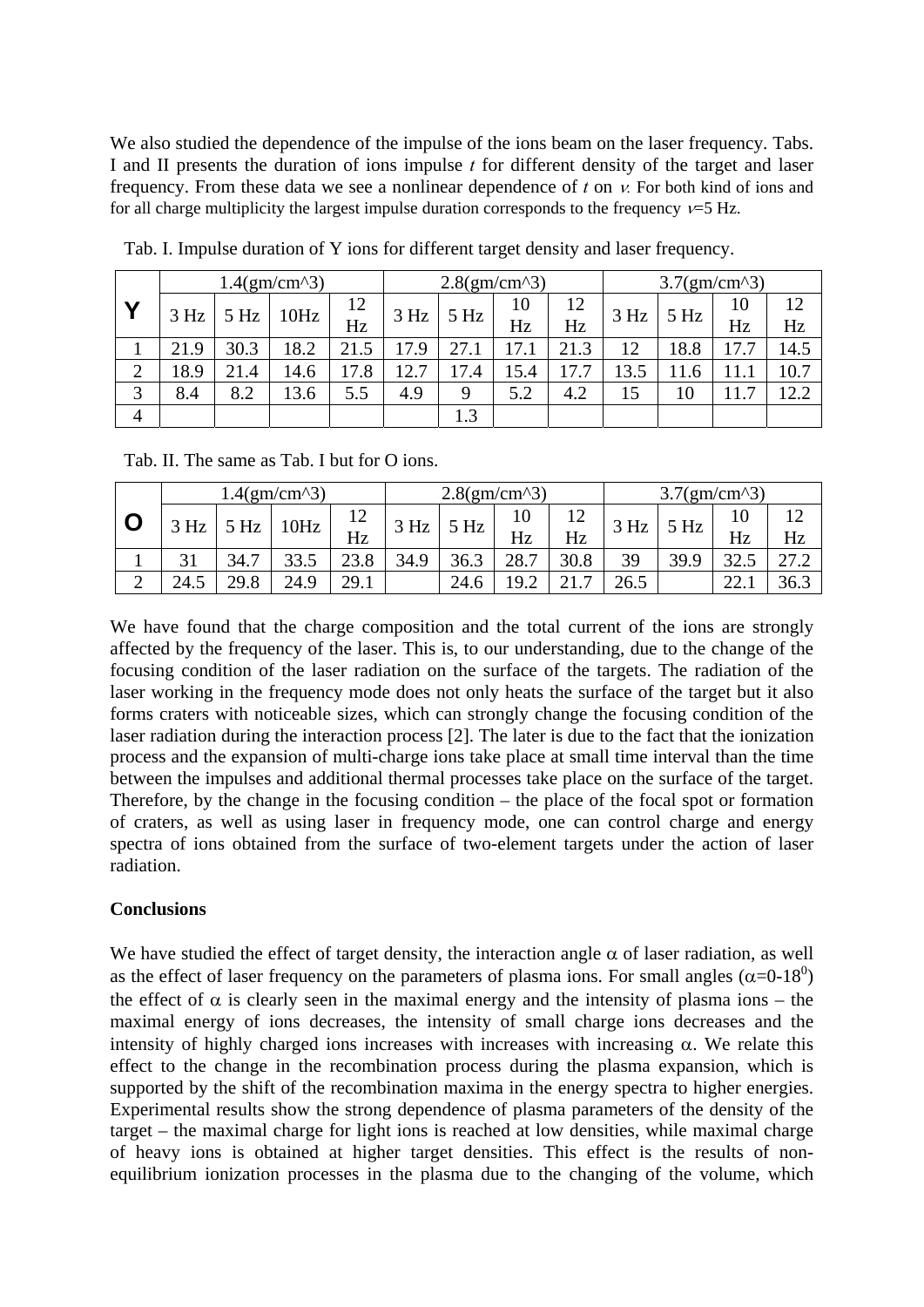We also studied the dependence of the impulse of the ions beam on the laser frequency. Tabs. I and II presents the duration of ions impulse *t* for different density of the target and laser frequency. From these data we see a nonlinear dependence of *t* on $\nu$. For both kind of ions and for all charge multiplicity the largest impulse duration corresponds to the frequency $\nu$=5 Hz.

Tab. I. Impulse duration of Y ions for different target density and laser frequency.

| **Y** | 1.4(gm/cm^3) | | | | 2.8(gm/cm^3) | | | | 3.7(gm/cm^3) | | | |
|---|---|---|---|---|---|---|---|---|---|---|---|---|
| | 3 Hz | 5 Hz | 10Hz | 12 Hz | 3 Hz | 5 Hz | 10 Hz | 12 Hz | 3 Hz | 5 Hz | 10 Hz | 12 Hz |
| 1 | 21.9 | 30.3 | 18.2 | 21.5 | 17.9 | 27.1 | 17.1 | 21.3 | 12 | 18.8 | 17.7 | 14.5 |
| 2 | 18.9 | 21.4 | 14.6 | 17.8 | 12.7 | 17.4 | 15.4 | 17.7 | 13.5 | 11.6 | 11.1 | 10.7 |
| 3 | 8.4 | 8.2 | 13.6 | 5.5 | 4.9 | 9 | 5.2 | 4.2 | 15 | 10 | 11.7 | 12.2 |
| 4 | | | | | | 1.3 | | | | | | |

Tab. II. The same as Tab. I but for O ions.

| **O** | 1.4(gm/cm^3) | | | | 2.8(gm/cm^3) | | | | 3.7(gm/cm^3) | | | |
|---|---|---|---|---|---|---|---|---|---|---|---|---|
| | 3 Hz | 5 Hz | 10Hz | 12 Hz | 3 Hz | 5 Hz | 10 Hz | 12 Hz | 3 Hz | 5 Hz | 10 Hz | 12 Hz |
| 1 | 31 | 34.7 | 33.5 | 23.8 | 34.9 | 36.3 | 28.7 | 30.8 | 39 | 39.9 | 32.5 | 27.2 |
| 2 | 24.5 | 29.8 | 24.9 | 29.1 | | 24.6 | 19.2 | 21.7 | 26.5 | | 22.1 | 36.3 |

We have found that the charge composition and the total current of the ions are strongly affected by the frequency of the laser. This is, to our understanding, due to the change of the focusing condition of the laser radiation on the surface of the targets. The radiation of the laser working in the frequency mode does not only heats the surface of the target but it also forms craters with noticeable sizes, which can strongly change the focusing condition of the laser radiation during the interaction process [2]. The later is due to the fact that the ionization process and the expansion of multi-charge ions take place at small time interval than the time between the impulses and additional thermal processes take place on the surface of the target. Therefore, by the change in the focusing condition – the place of the focal spot or formation of craters, as well as using laser in frequency mode, one can control charge and energy spectra of ions obtained from the surface of two-element targets under the action of laser radiation.

**Conclusions**

We have studied the effect of target density, the interaction angle $\alpha$ of laser radiation, as well as the effect of laser frequency on the parameters of plasma ions. For small angles ($\alpha$=0-18$^0$) the effect of $\alpha$ is clearly seen in the maximal energy and the intensity of plasma ions – the maximal energy of ions decreases, the intensity of small charge ions decreases and the intensity of highly charged ions increases with increases with increasing $\alpha$. We relate this effect to the change in the recombination process during the plasma expansion, which is supported by the shift of the recombination maxima in the energy spectra to higher energies. Experimental results show the strong dependence of plasma parameters of the density of the target – the maximal charge for light ions is reached at low densities, while maximal charge of heavy ions is obtained at higher target densities. This effect is the results of non-equilibrium ionization processes in the plasma due to the changing of the volume, which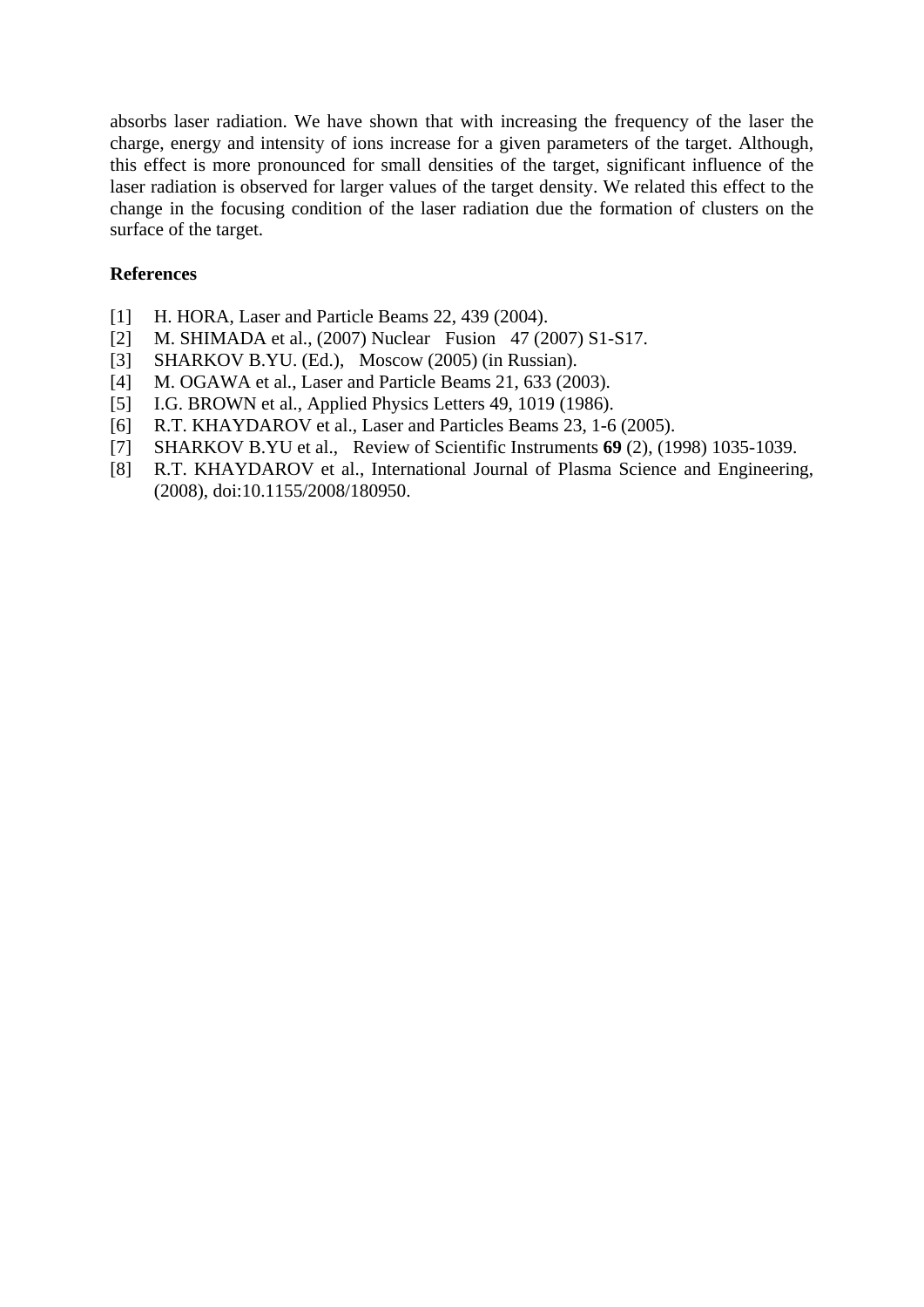absorbs laser radiation. We have shown that with increasing the frequency of the laser the charge, energy and intensity of ions increase for a given parameters of the target. Although, this effect is more pronounced for small densities of the target, significant influence of the laser radiation is observed for larger values of the target density. We related this effect to the change in the focusing condition of the laser radiation due the formation of clusters on the surface of the target.

**References**

[1] H. HORA, Laser and Particle Beams 22, 439 (2004).
[2] M. SHIMADA et al., (2007) Nuclear Fusion 47 (2007) S1-S17.
[3] SHARKOV B.YU. (Ed.), Moscow (2005) (in Russian).
[4] M. OGAWA et al., Laser and Particle Beams 21, 633 (2003).
[5] I.G. BROWN et al., Applied Physics Letters 49, 1019 (1986).
[6] R.T. KHAYDAROV et al., Laser and Particles Beams 23, 1-6 (2005).
[7] SHARKOV B.YU et al., Review of Scientific Instruments **69** (2), (1998) 1035-1039.
[8] R.T. KHAYDAROV et al., International Journal of Plasma Science and Engineering, (2008), doi:10.1155/2008/180950.